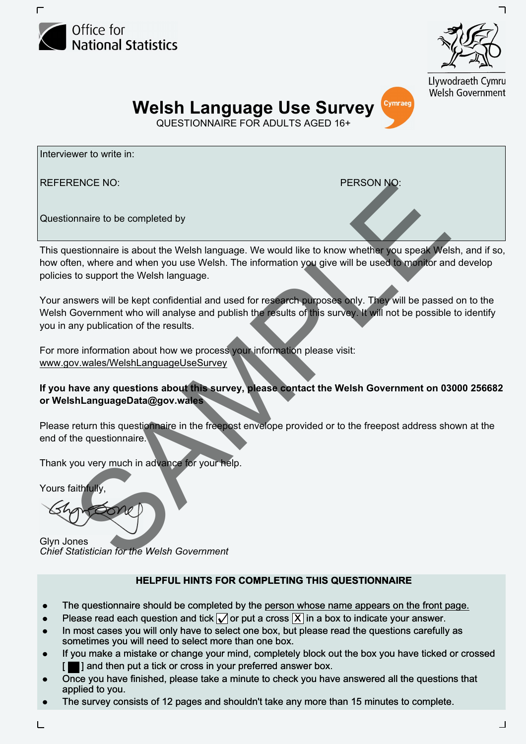Office for National Statistics

Llywodraeth Cymru
Welsh Government

# Welsh Language Use Survey

QUESTIONNAIRE FOR ADULTS AGED 16+

Cymraeg

Interviewer to write in:

REFERENCE NO: PERSON NO:

Questionnaire to be completed by

This questionnaire is about the Welsh language. We would like to know whether you speak Welsh, and if so, how often, where and when you use Welsh. The information you give will be used to monitor and develop policies to support the Welsh language.

Your answers will be kept confidential and used for research purposes only. They will be passed on to the Welsh Government who will analyse and publish the results of this survey. It will not be possible to identify you in any publication of the results.

For more information about how we process your information please visit:
www.gov.wales/WelshLanguageUseSurvey

**If you have any questions about this survey, please contact the Welsh Government on 03000 256682 or WelshLanguageData@gov.wales**

Please return this questionnaire in the freepost envelope provided or to the freepost address shown at the end of the questionnaire.

Thank you very much in advance for your help.

Yours faithfully,

Glyn Jones
*Chief Statistician for the Welsh Government*

SAMPLE

## HELPFUL HINTS FOR COMPLETING THIS QUESTIONNAIRE

- The questionnaire should be completed by the person whose name appears on the front page.
- Please read each question and tick [✓] or put a cross [X] in a box to indicate your answer.
- In most cases you will only have to select one box, but please read the questions carefully as sometimes you will need to select more than one box.
- If you make a mistake or change your mind, completely block out the box you have ticked or crossed [ ■ ] and then put a tick or cross in your preferred answer box.
- Once you have finished, please take a minute to check you have answered all the questions that applied to you.
- The survey consists of 12 pages and shouldn't take any more than 15 minutes to complete.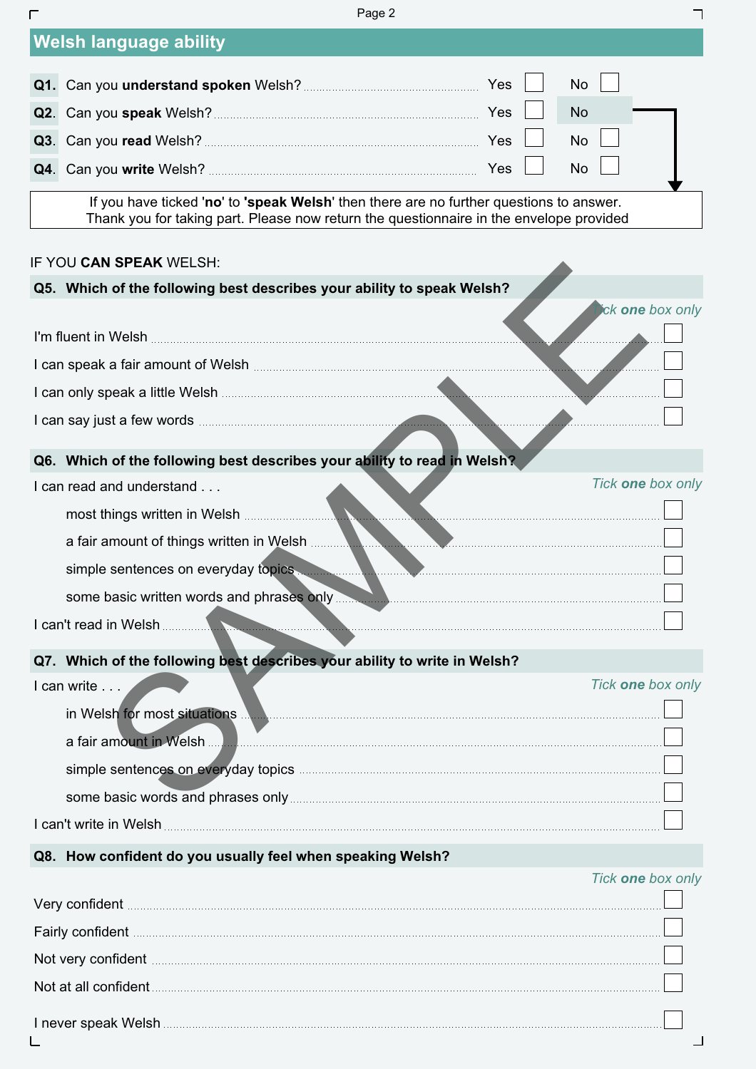## Welsh language ability

| | | Yes | No |
|---|---|---|---|
| **Q1.** | Can you **understand spoken** Welsh? | ☐ | ☐ |
| **Q2.** | Can you **speak** Welsh? | ☐ | No |
| **Q3.** | Can you **read** Welsh? | ☐ | ☐ |
| **Q4.** | Can you **write** Welsh? | ☐ | ☐ |

If you have ticked '**no**' to **'speak Welsh**' then there are no further questions to answer.
Thank you for taking part. Please now return the questionnaire in the envelope provided

IF YOU **CAN SPEAK** WELSH:

**Q5. Which of the following best describes your ability to speak Welsh?**

*Tick **one** box only*

- I'm fluent in Welsh ☐
- I can speak a fair amount of Welsh ☐
- I can only speak a little Welsh ☐
- I can say just a few words ☐

**Q6. Which of the following best describes your ability to read in Welsh?**

*Tick **one** box only*

I can read and understand . . .

- most things written in Welsh ☐
- a fair amount of things written in Welsh ☐
- simple sentences on everyday topics ☐
- some basic written words and phrases only ☐

I can't read in Welsh ☐

**Q7. Which of the following best describes your ability to write in Welsh?**

*Tick **one** box only*

I can write . . .

- in Welsh for most situations ☐
- a fair amount in Welsh ☐
- simple sentences on everyday topics ☐
- some basic words and phrases only ☐

I can't write in Welsh ☐

**Q8. How confident do you usually feel when speaking Welsh?**

*Tick **one** box only*

- Very confident ☐
- Fairly confident ☐
- Not very confident ☐
- Not at all confident ☐

I never speak Welsh ☐

SAMPLE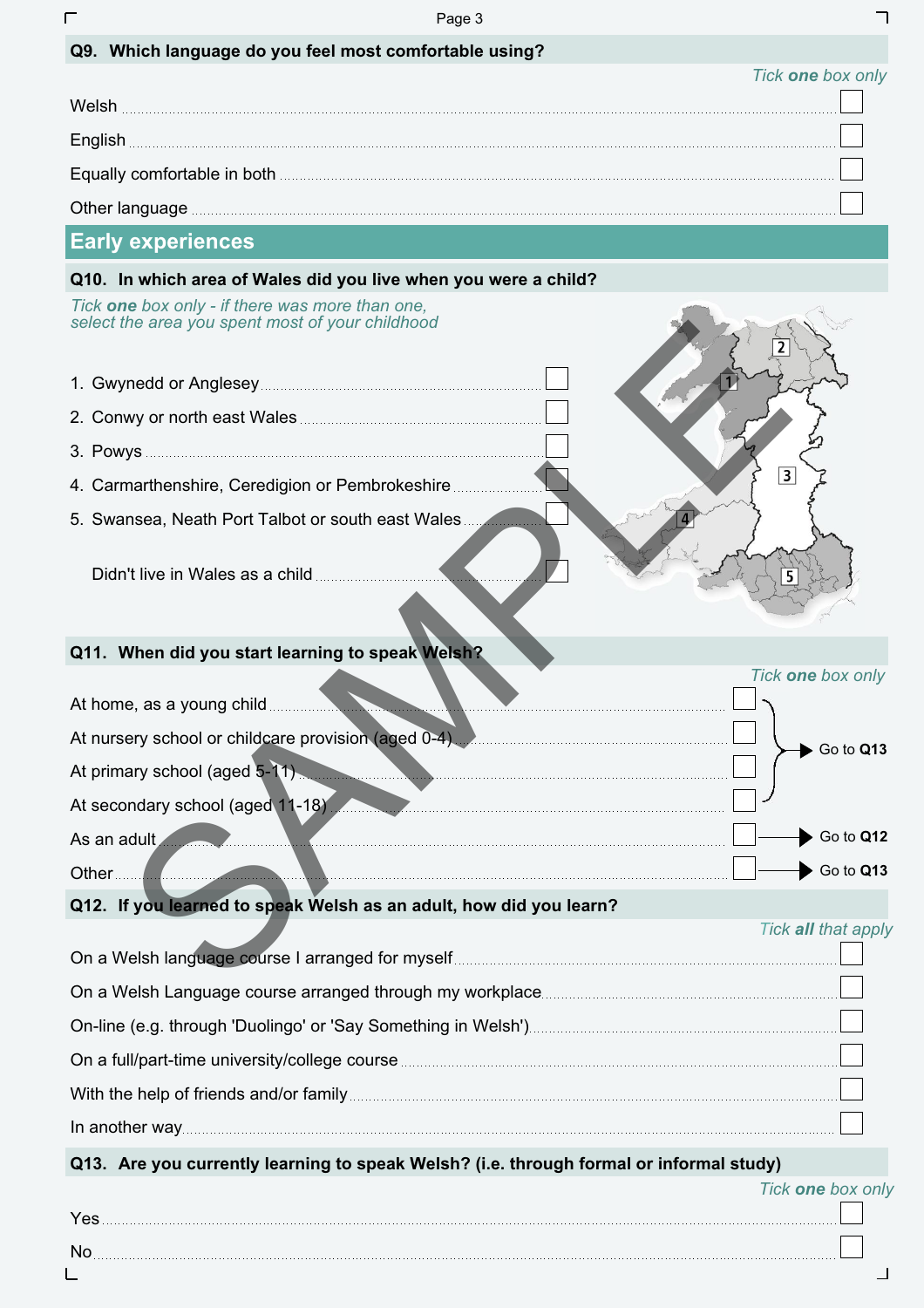**Q9. Which language do you feel most comfortable using?**

*Tick **one** box only*

- Welsh ☐
- English ☐
- Equally comfortable in both ☐
- Other language ☐

## Early experiences

**Q10. In which area of Wales did you live when you were a child?**

*Tick **one** box only - if there was more than one, select the area you spent most of your childhood*

1. Gwynedd or Anglesey ☐
2. Conwy or north east Wales ☐
3. Powys ☐
4. Carmarthenshire, Ceredigion or Pembrokeshire ☐
5. Swansea, Neath Port Talbot or south east Wales ☐

Didn't live in Wales as a child ☐

**Q11. When did you start learning to speak Welsh?**

*Tick **one** box only*

- At home, as a young child ☐ → Go to **Q13**
- At nursery school or childcare provision (aged 0-4) ☐ → Go to **Q13**
- At primary school (aged 5-11) ☐ → Go to **Q13**
- At secondary school (aged 11-18) ☐ → Go to **Q13**
- As an adult ☐ → Go to **Q12**
- Other ☐ → Go to **Q13**

**Q12. If you learned to speak Welsh as an adult, how did you learn?**

*Tick **all** that apply*

- On a Welsh language course I arranged for myself ☐
- On a Welsh Language course arranged through my workplace ☐
- On-line (e.g. through 'Duolingo' or 'Say Something in Welsh') ☐
- On a full/part-time university/college course ☐
- With the help of friends and/or family ☐
- In another way ☐

**Q13. Are you currently learning to speak Welsh? (i.e. through formal or informal study)**

*Tick **one** box only*

- Yes ☐
- No ☐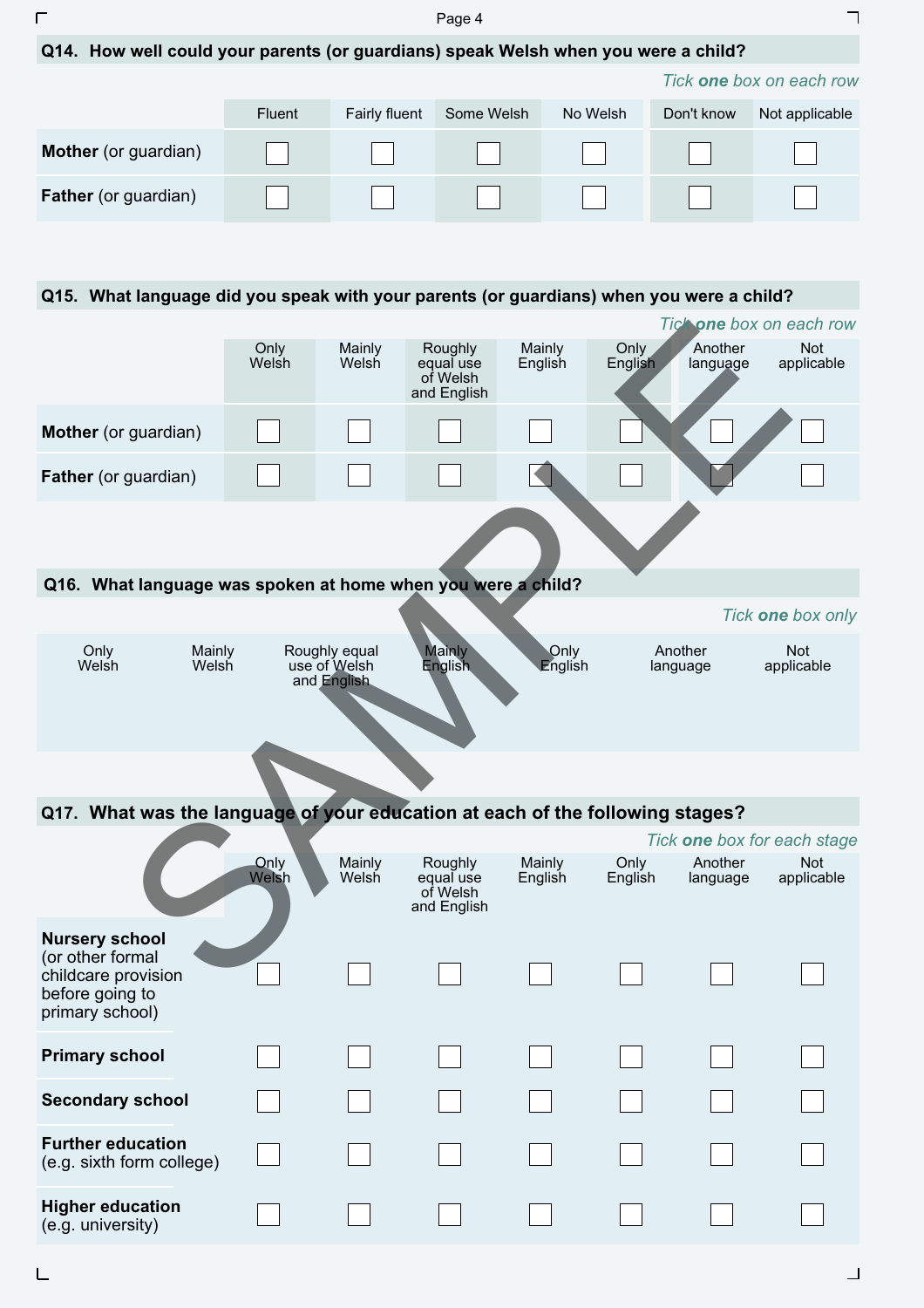**Q14. How well could your parents (or guardians) speak Welsh when you were a child?**

*Tick **one** box on each row*

| | Fluent | Fairly fluent | Some Welsh | No Welsh | Don't know | Not applicable |
|---|---|---|---|---|---|---|
| **Mother** (or guardian) | ☐ | ☐ | ☐ | ☐ | ☐ | ☐ |
| **Father** (or guardian) | ☐ | ☐ | ☐ | ☐ | ☐ | ☐ |

**Q15. What language did you speak with your parents (or guardians) when you were a child?**

*Tick **one** box on each row*

| | Only Welsh | Mainly Welsh | Roughly equal use of Welsh and English | Mainly English | Only English | Another language | Not applicable |
|---|---|---|---|---|---|---|---|
| **Mother** (or guardian) | ☐ | ☐ | ☐ | ☐ | ☐ | ☐ | ☐ |
| **Father** (or guardian) | ☐ | ☐ | ☐ | ☐ | ☐ | ☐ | ☐ |

**Q16. What language was spoken at home when you were a child?**

*Tick **one** box only*

| Only Welsh | Mainly Welsh | Roughly equal use of Welsh and English | Mainly English | Only English | Another language | Not applicable |
|---|---|---|---|---|---|---|
| | | | | | | |

**Q17. What was the language of your education at each of the following stages?**

*Tick **one** box for each stage*

| | Only Welsh | Mainly Welsh | Roughly equal use of Welsh and English | Mainly English | Only English | Another language | Not applicable |
|---|---|---|---|---|---|---|---|
| **Nursery school** (or other formal childcare provision before going to primary school) | ☐ | ☐ | ☐ | ☐ | ☐ | ☐ | ☐ |
| **Primary school** | ☐ | ☐ | ☐ | ☐ | ☐ | ☐ | ☐ |
| **Secondary school** | ☐ | ☐ | ☐ | ☐ | ☐ | ☐ | ☐ |
| **Further education** (e.g. sixth form college) | ☐ | ☐ | ☐ | ☐ | ☐ | ☐ | ☐ |
| **Higher education** (e.g. university) | ☐ | ☐ | ☐ | ☐ | ☐ | ☐ | ☐ |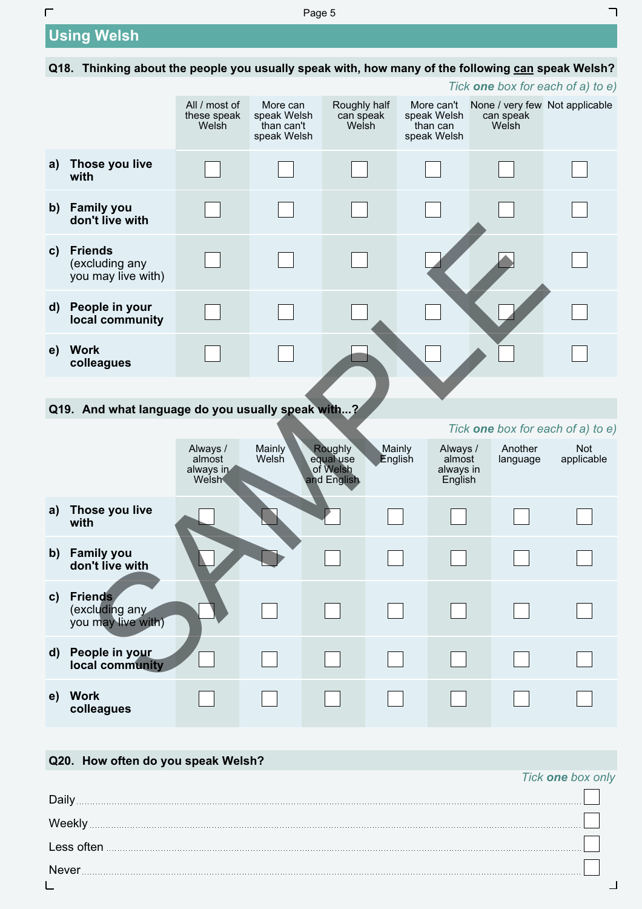## Using Welsh

**Q18. Thinking about the people you usually speak with, how many of the following can speak Welsh?**

*Tick **one** box for each of a) to e)*

| | All / most of these speak Welsh | More can speak Welsh than can't speak Welsh | Roughly half can speak Welsh | More can't speak Welsh than can speak Welsh | None / very few can speak Welsh | Not applicable |
|---|---|---|---|---|---|---|
| a) **Those you live with** | ☐ | ☐ | ☐ | ☐ | ☐ | ☐ |
| b) **Family you don't live with** | ☐ | ☐ | ☐ | ☐ | ☐ | ☐ |
| c) **Friends** (excluding any you may live with) | ☐ | ☐ | ☐ | ☐ | ☐ | ☐ |
| d) **People in your local community** | ☐ | ☐ | ☐ | ☐ | ☐ | ☐ |
| e) **Work colleagues** | ☐ | ☐ | ☐ | ☐ | ☐ | ☐ |

**Q19. And what language do you usually speak with...?**

*Tick **one** box for each of a) to e)*

| | Always / almost always in Welsh | Mainly Welsh | Roughly equal use of Welsh and English | Mainly English | Always / almost always in English | Another language | Not applicable |
|---|---|---|---|---|---|---|---|
| a) **Those you live with** | ☐ | ☐ | ☐ | ☐ | ☐ | ☐ | ☐ |
| b) **Family you don't live with** | ☐ | ☐ | ☐ | ☐ | ☐ | ☐ | ☐ |
| c) **Friends** (excluding any you may live with) | ☐ | ☐ | ☐ | ☐ | ☐ | ☐ | ☐ |
| d) **People in your local community** | ☐ | ☐ | ☐ | ☐ | ☐ | ☐ | ☐ |
| e) **Work colleagues** | ☐ | ☐ | ☐ | ☐ | ☐ | ☐ | ☐ |

**Q20. How often do you speak Welsh?**

*Tick **one** box only*

- Daily ☐
- Weekly ☐
- Less often ☐
- Never ☐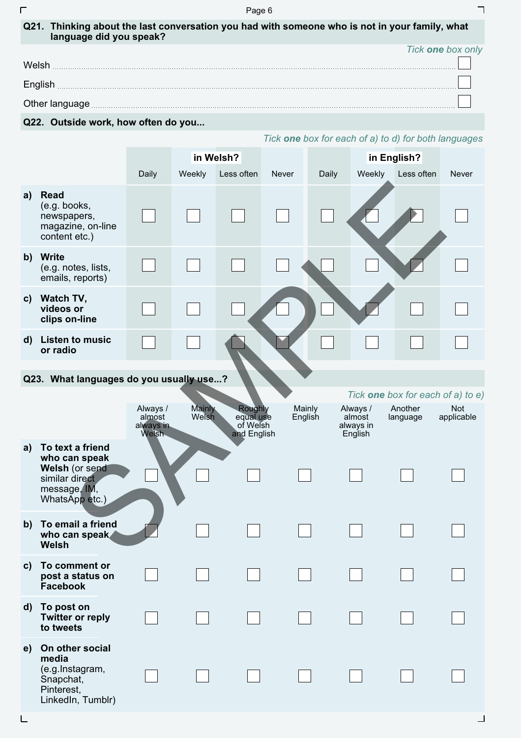**Q21. Thinking about the last conversation you had with someone who is not in your family, what language did you speak?**

*Tick **one** box only*

- Welsh ☐
- English ☐
- Other language ☐

**Q22. Outside work, how often do you...**

*Tick **one** box for each of a) to d) for both languages*

| | in Welsh? | | | | in English? | | | |
|---|---|---|---|---|---|---|---|---|
| | Daily | Weekly | Less often | Never | Daily | Weekly | Less often | Never |
| **a) Read** (e.g. books, newspapers, magazine, on-line content etc.) | ☐ | ☐ | ☐ | ☐ | ☐ | ☐ | ☐ | ☐ |
| **b) Write** (e.g. notes, lists, emails, reports) | ☐ | ☐ | ☐ | ☐ | ☐ | ☐ | ☐ | ☐ |
| **c) Watch TV, videos or clips on-line** | ☐ | ☐ | ☐ | ☐ | ☐ | ☐ | ☐ | ☐ |
| **d) Listen to music or radio** | ☐ | ☐ | ☐ | ☐ | ☐ | ☐ | ☐ | ☐ |

**Q23. What languages do you usually use...?**

*Tick **one** box for each of a) to e)*

| | Always / almost always in Welsh | Mainly Welsh | Roughly equal use of Welsh and English | Mainly English | Always / almost always in English | Another language | Not applicable |
|---|---|---|---|---|---|---|---|
| **a) To text a friend who can speak Welsh** (or send similar direct message, IM, WhatsApp etc.) | ☐ | ☐ | ☐ | ☐ | ☐ | ☐ | ☐ |
| **b) To email a friend who can speak Welsh** | ☐ | ☐ | ☐ | ☐ | ☐ | ☐ | ☐ |
| **c) To comment or post a status on Facebook** | ☐ | ☐ | ☐ | ☐ | ☐ | ☐ | ☐ |
| **d) To post on Twitter or reply to tweets** | ☐ | ☐ | ☐ | ☐ | ☐ | ☐ | ☐ |
| **e) On other social media** (e.g.Instagram, Snapchat, Pinterest, LinkedIn, Tumblr) | ☐ | ☐ | ☐ | ☐ | ☐ | ☐ | ☐ |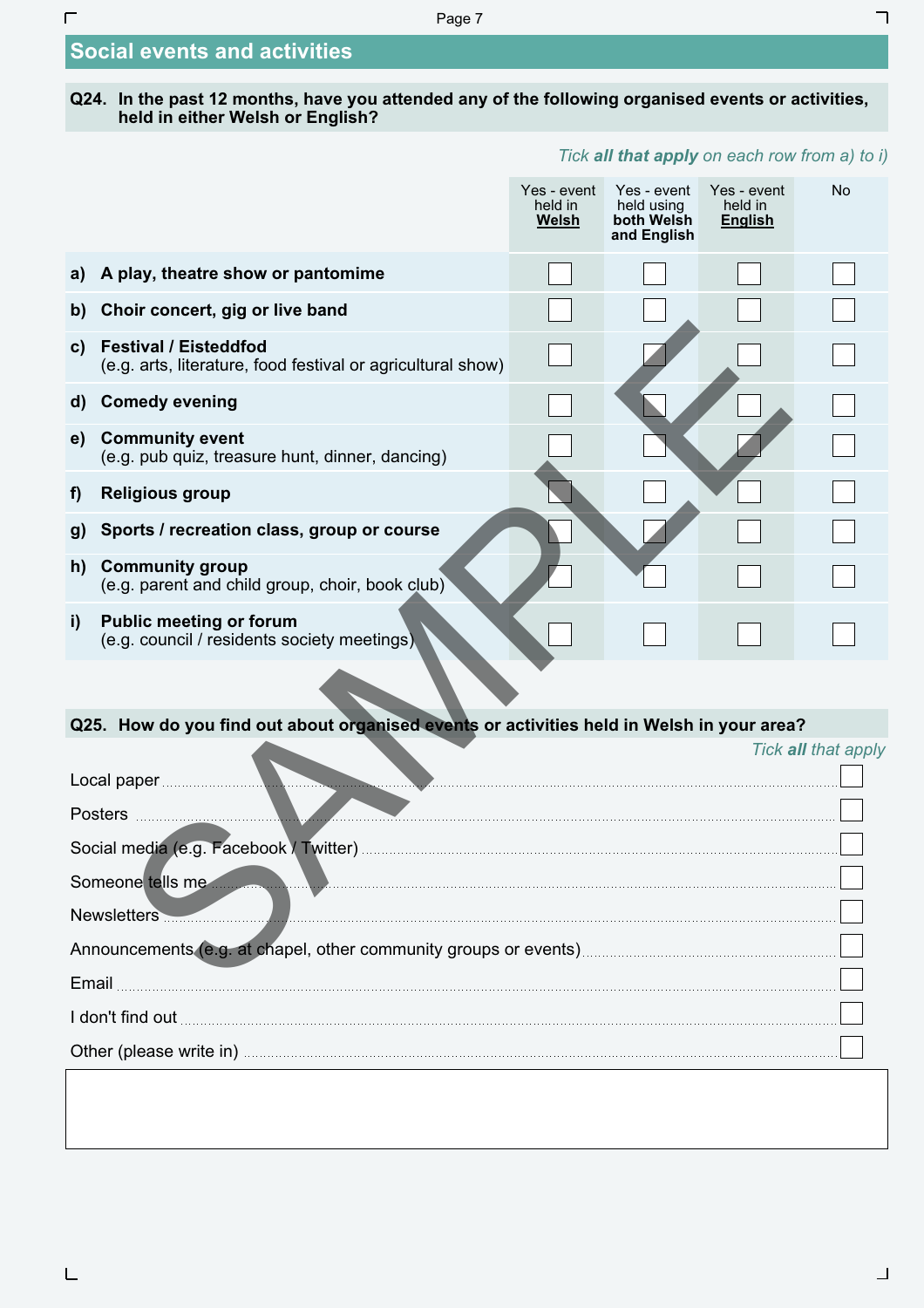## Social events and activities

**Q24. In the past 12 months, have you attended any of the following organised events or activities, held in either Welsh or English?**

*Tick **all that apply** on each row from a) to i)*

| | Yes - event held in **Welsh** | Yes - event held using **both Welsh and English** | Yes - event held in **English** | No |
|---|---|---|---|---|
| a) **A play, theatre show or pantomime** | ☐ | ☐ | ☐ | ☐ |
| b) **Choir concert, gig or live band** | ☐ | ☐ | ☐ | ☐ |
| c) **Festival / Eisteddfod** (e.g. arts, literature, food festival or agricultural show) | ☐ | ☐ | ☐ | ☐ |
| d) **Comedy evening** | ☐ | ☐ | ☐ | ☐ |
| e) **Community event** (e.g. pub quiz, treasure hunt, dinner, dancing) | ☐ | ☐ | ☐ | ☐ |
| f) **Religious group** | ☐ | ☐ | ☐ | ☐ |
| g) **Sports / recreation class, group or course** | ☐ | ☐ | ☐ | ☐ |
| h) **Community group** (e.g. parent and child group, choir, book club) | ☐ | ☐ | ☐ | ☐ |
| i) **Public meeting or forum** (e.g. council / residents society meetings) | ☐ | ☐ | ☐ | ☐ |

**Q25. How do you find out about organised events or activities held in Welsh in your area?**

*Tick **all** that apply*

- Local paper ☐
- Posters ☐
- Social media (e.g. Facebook / Twitter) ☐
- Someone tells me ☐
- Newsletters ☐
- Announcements (e.g. at chapel, other community groups or events) ☐
- Email ☐
- I don't find out ☐
- Other (please write in) ☐

SAMPLE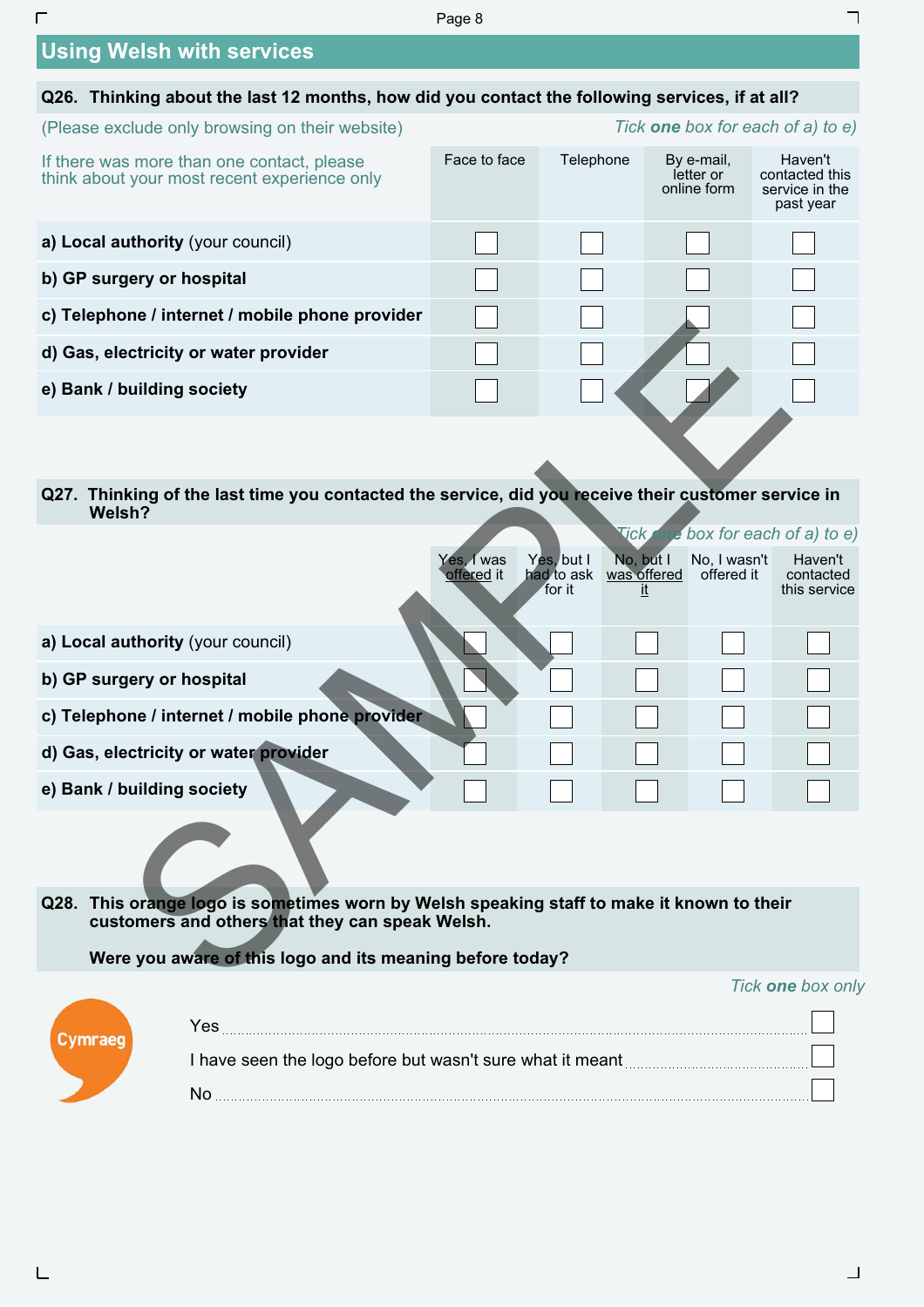## Using Welsh with services

**Q26. Thinking about the last 12 months, how did you contact the following services, if at all?**

(Please exclude only browsing on their website) *Tick **one** box for each of a) to e)*

If there was more than one contact, please think about your most recent experience only

| | Face to face | Telephone | By e-mail, letter or online form | Haven't contacted this service in the past year |
|---|---|---|---|---|
| **a) Local authority** (your council) | ☐ | ☐ | ☐ | ☐ |
| **b) GP surgery or hospital** | ☐ | ☐ | ☐ | ☐ |
| **c) Telephone / internet / mobile phone provider** | ☐ | ☐ | ☐ | ☐ |
| **d) Gas, electricity or water provider** | ☐ | ☐ | ☐ | ☐ |
| **e) Bank / building society** | ☐ | ☐ | ☐ | ☐ |

**Q27. Thinking of the last time you contacted the service, did you receive their customer service in Welsh?**

*Tick **one** box for each of a) to e)*

| | Yes, I was offered it | Yes, but I had to ask for it | No, but I was offered it | No, I wasn't offered it | Haven't contacted this service |
|---|---|---|---|---|---|
| **a) Local authority** (your council) | ☐ | ☐ | ☐ | ☐ | ☐ |
| **b) GP surgery or hospital** | ☐ | ☐ | ☐ | ☐ | ☐ |
| **c) Telephone / internet / mobile phone provider** | ☐ | ☐ | ☐ | ☐ | ☐ |
| **d) Gas, electricity or water provider** | ☐ | ☐ | ☐ | ☐ | ☐ |
| **e) Bank / building society** | ☐ | ☐ | ☐ | ☐ | ☐ |

**Q28. This orange logo is sometimes worn by Welsh speaking staff to make it known to their customers and others that they can speak Welsh.**

**Were you aware of this logo and its meaning before today?**

*Tick **one** box only*

Cymraeg

- Yes ☐
- I have seen the logo before but wasn't sure what it meant ☐
- No ☐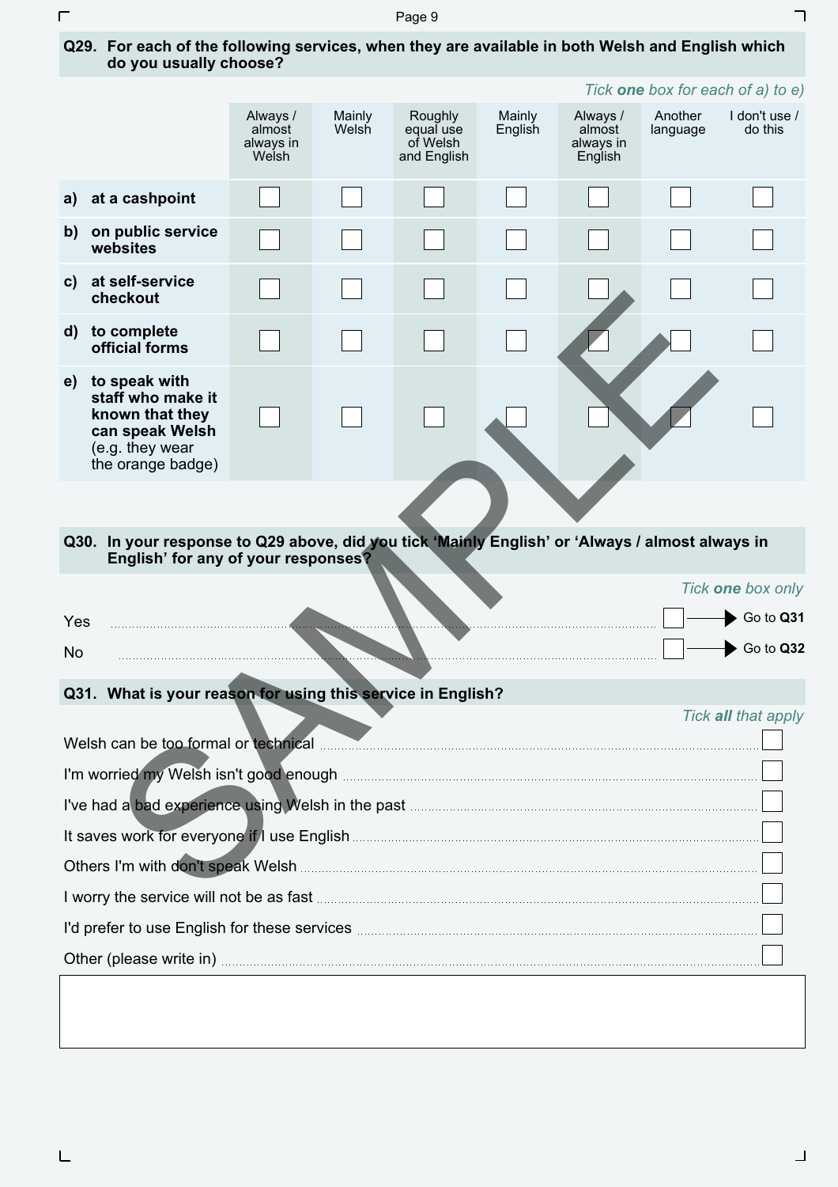**Q29. For each of the following services, when they are available in both Welsh and English which do you usually choose?**

*Tick **one** box for each of a) to e)*

| | Always / almost always in Welsh | Mainly Welsh | Roughly equal use of Welsh and English | Mainly English | Always / almost always in English | Another language | I don't use / do this |
|---|---|---|---|---|---|---|---|
| **a) at a cashpoint** | ☐ | ☐ | ☐ | ☐ | ☐ | ☐ | ☐ |
| **b) on public service websites** | ☐ | ☐ | ☐ | ☐ | ☐ | ☐ | ☐ |
| **c) at self-service checkout** | ☐ | ☐ | ☐ | ☐ | ☐ | ☐ | ☐ |
| **d) to complete official forms** | ☐ | ☐ | ☐ | ☐ | ☐ | ☐ | ☐ |
| **e) to speak with staff who make it known that they can speak Welsh** (e.g. they wear the orange badge) | ☐ | ☐ | ☐ | ☐ | ☐ | ☐ | ☐ |

**Q30. In your response to Q29 above, did you tick 'Mainly English' or 'Always / almost always in English' for any of your responses?**

*Tick **one** box only*

- Yes ☐ → Go to **Q31**
- No ☐ → Go to **Q32**

**Q31. What is your reason for using this service in English?**

*Tick **all** that apply*

- Welsh can be too formal or technical ☐
- I'm worried my Welsh isn't good enough ☐
- I've had a bad experience using Welsh in the past ☐
- It saves work for everyone if I use English ☐
- Others I'm with don't speak Welsh ☐
- I worry the service will not be as fast ☐
- I'd prefer to use English for these services ☐
- Other (please write in) ☐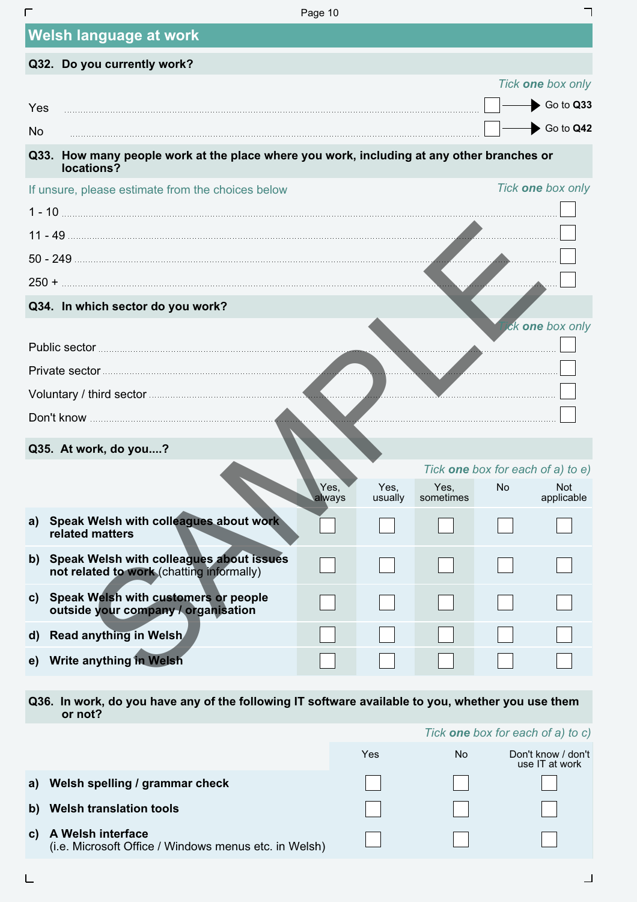## Welsh language at work

### Q32. Do you currently work?

*Tick **one** box only*

| | | |
|---|---|---|
| Yes | ☐ | Go to **Q33** |
| No | ☐ | Go to **Q42** |

### Q33. How many people work at the place where you work, including at any other branches or locations?

*If unsure, please estimate from the choices below*

*Tick **one** box only*

| | |
|---|---|
| 1 - 10 | ☐ |
| 11 - 49 | ☐ |
| 50 - 249 | ☐ |
| 250 + | ☐ |

### Q34. In which sector do you work?

*Tick **one** box only*

| | |
|---|---|
| Public sector | ☐ |
| Private sector | ☐ |
| Voluntary / third sector | ☐ |
| Don't know | ☐ |

### Q35. At work, do you....?

*Tick **one** box for each of a) to e)*

| | Yes, always | Yes, usually | Yes, sometimes | No | Not applicable |
|---|---|---|---|---|---|
| a) **Speak Welsh with colleagues about work related matters** | ☐ | ☐ | ☐ | ☐ | ☐ |
| b) **Speak Welsh with colleagues about issues not related to work** (chatting informally) | ☐ | ☐ | ☐ | ☐ | ☐ |
| c) **Speak Welsh with customers or people outside your company / organisation** | ☐ | ☐ | ☐ | ☐ | ☐ |
| d) **Read anything in Welsh** | ☐ | ☐ | ☐ | ☐ | ☐ |
| e) **Write anything in Welsh** | ☐ | ☐ | ☐ | ☐ | ☐ |

### Q36. In work, do you have any of the following IT software available to you, whether you use them or not?

*Tick **one** box for each of a) to c)*

| | Yes | No | Don't know / don't use IT at work |
|---|---|---|---|
| a) **Welsh spelling / grammar check** | ☐ | ☐ | ☐ |
| b) **Welsh translation tools** | ☐ | ☐ | ☐ |
| c) **A Welsh interface** (i.e. Microsoft Office / Windows menus etc. in Welsh) | ☐ | ☐ | ☐ |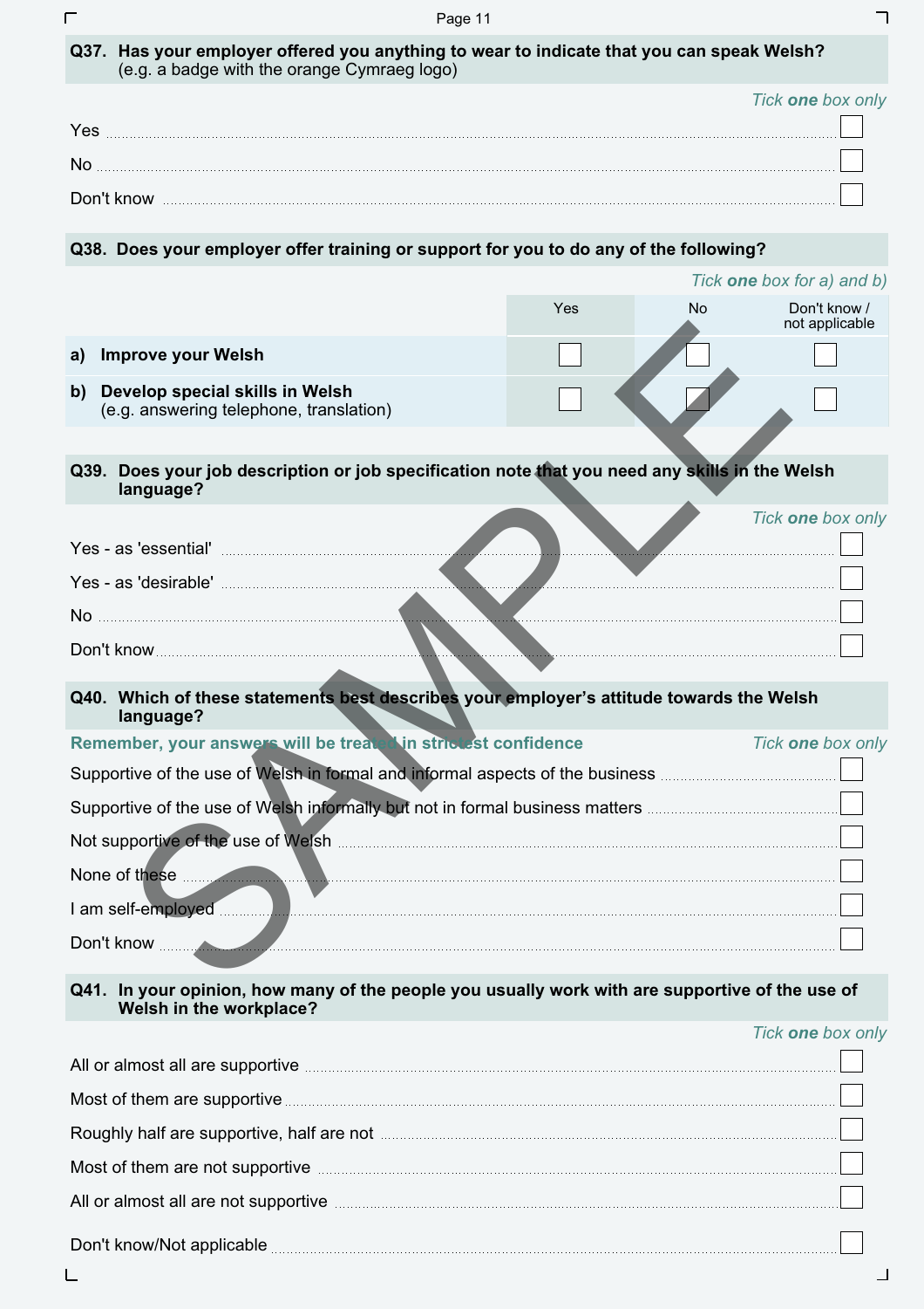**Q37. Has your employer offered you anything to wear to indicate that you can speak Welsh?** (e.g. a badge with the orange Cymraeg logo)

*Tick **one** box only*

- Yes ☐
- No ☐
- Don't know ☐

**Q38. Does your employer offer training or support for you to do any of the following?**

*Tick **one** box for a) and b)*

| | Yes | No | Don't know / not applicable |
|---|---|---|---|
| **a) Improve your Welsh** | ☐ | ☐ | ☐ |
| **b) Develop special skills in Welsh** (e.g. answering telephone, translation) | ☐ | ☐ | ☐ |

**Q39. Does your job description or job specification note that you need any skills in the Welsh language?**

*Tick **one** box only*

- Yes - as 'essential' ☐
- Yes - as 'desirable' ☐
- No ☐
- Don't know ☐

**Q40. Which of these statements best describes your employer's attitude towards the Welsh language?**

**Remember, your answers will be treated in strictest confidence**

*Tick **one** box only*

- Supportive of the use of Welsh in formal and informal aspects of the business ☐
- Supportive of the use of Welsh informally but not in formal business matters ☐
- Not supportive of the use of Welsh ☐
- None of these ☐
- I am self-employed ☐
- Don't know ☐

**Q41. In your opinion, how many of the people you usually work with are supportive of the use of Welsh in the workplace?**

*Tick **one** box only*

- All or almost all are supportive ☐
- Most of them are supportive ☐
- Roughly half are supportive, half are not ☐
- Most of them are not supportive ☐
- All or almost all are not supportive ☐
- Don't know/Not applicable ☐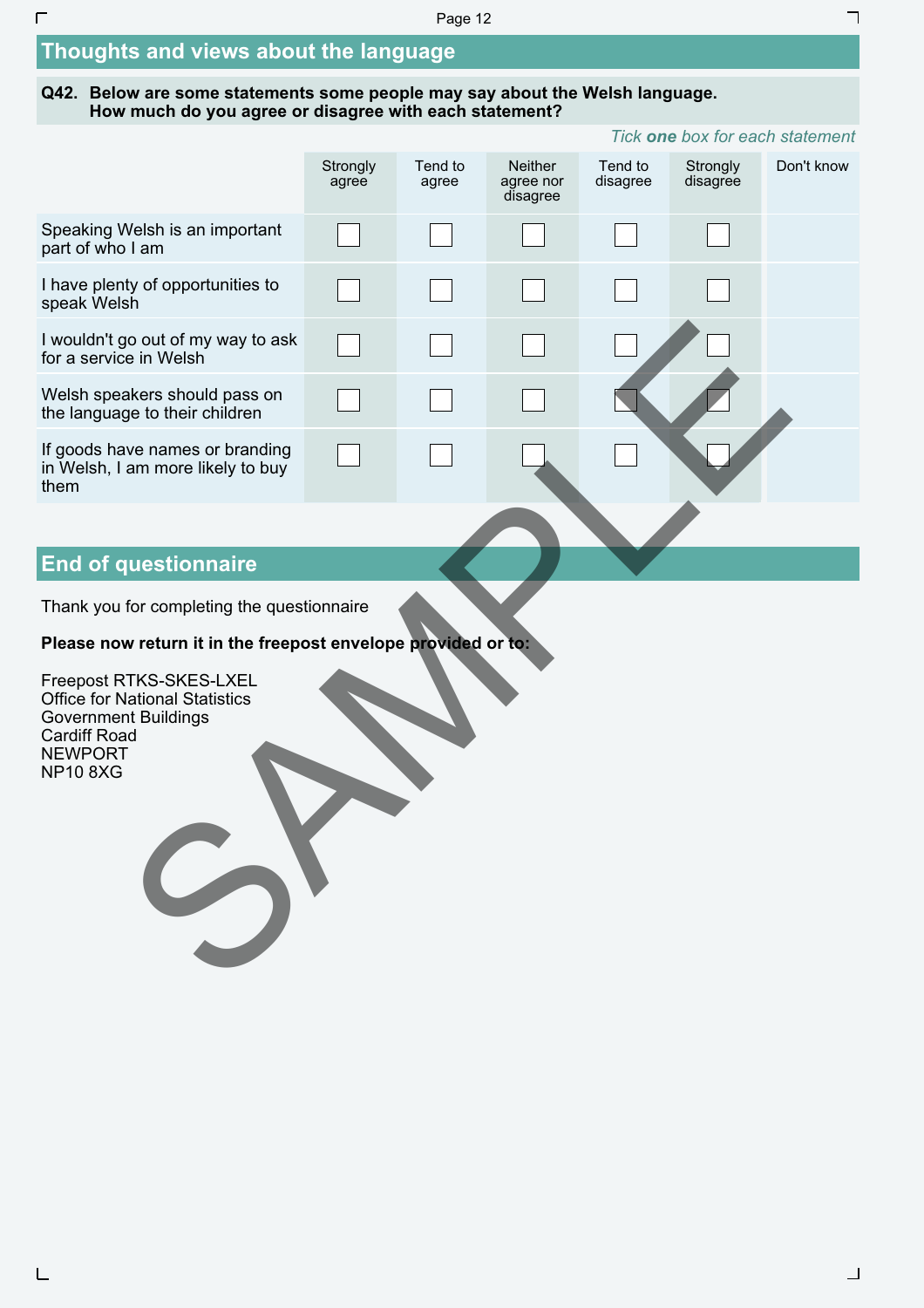## Thoughts and views about the language

**Q42. Below are some statements some people may say about the Welsh language. How much do you agree or disagree with each statement?**

*Tick **one** box for each statement*

| | Strongly agree | Tend to agree | Neither agree nor disagree | Tend to disagree | Strongly disagree | Don't know |
|---|---|---|---|---|---|---|
| Speaking Welsh is an important part of who I am | ☐ | ☐ | ☐ | ☐ | ☐ | |
| I have plenty of opportunities to speak Welsh | ☐ | ☐ | ☐ | ☐ | ☐ | |
| I wouldn't go out of my way to ask for a service in Welsh | ☐ | ☐ | ☐ | ☐ | ☐ | |
| Welsh speakers should pass on the language to their children | ☐ | ☐ | ☐ | ☐ | ☐ | |
| If goods have names or branding in Welsh, I am more likely to buy them | ☐ | ☐ | ☐ | ☐ | ☐ | |

## End of questionnaire

Thank you for completing the questionnaire

**Please now return it in the freepost envelope provided or to:**

Freepost RTKS-SKES-LXEL
Office for National Statistics
Government Buildings
Cardiff Road
NEWPORT
NP10 8XG

SAMPLE